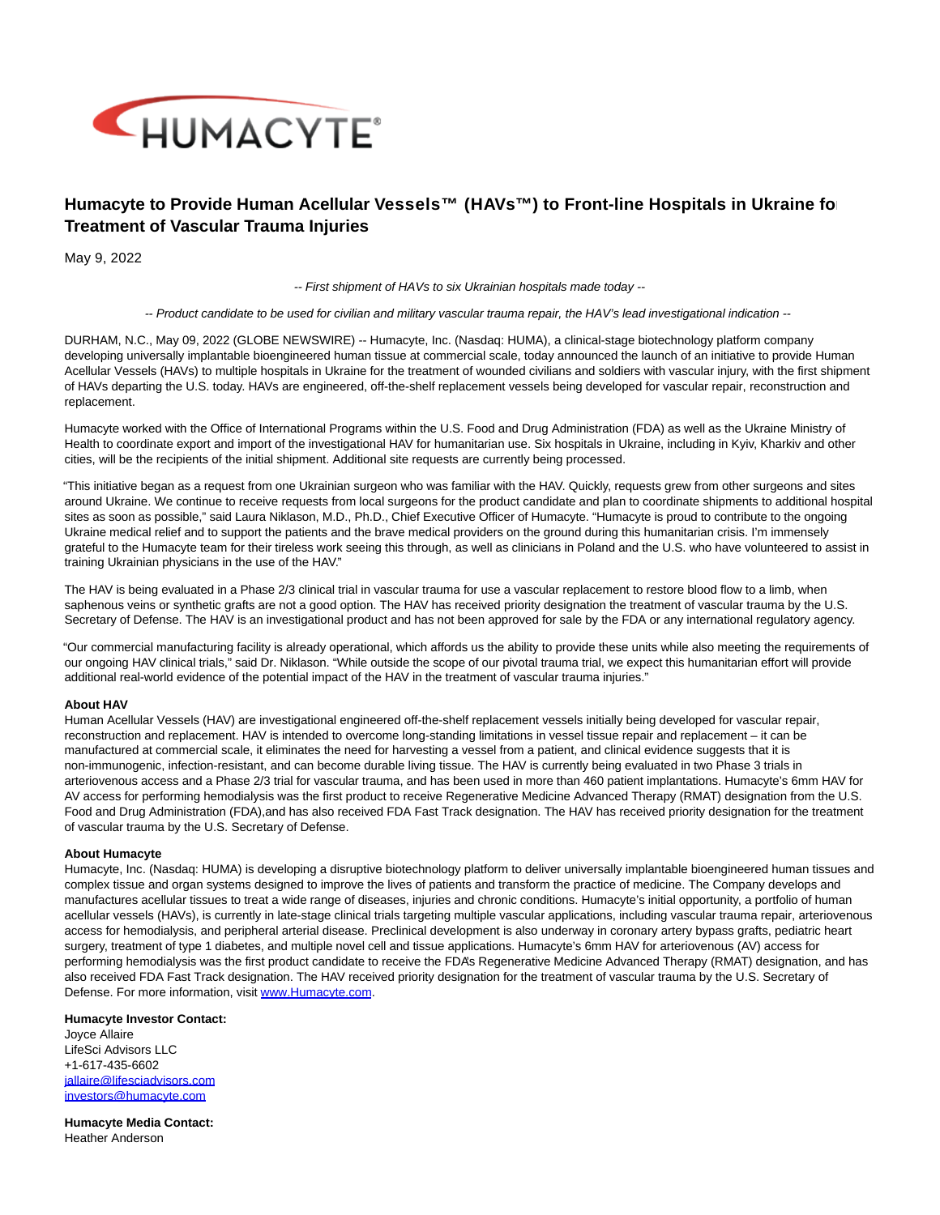# Humacyte to Provide Human Acellular Vessels™ (HAVs™) to Front-line Hospitals in Ukraine for Treatment of Vascular Trauma Injuries

May 9, 2022

*-- First shipment of HAVs to six Ukrainian hospitals made today --*

*-- Product candidate to be used for civilian and military vascular trauma repair, the HAV's lead investigational indication --*

DURHAM, N.C., May 09, 2022 (GLOBE NEWSWIRE) -- Humacyte, Inc. (Nasdaq: HUMA), a clinical-stage biotechnology platform company developing universally implantable bioengineered human tissue at commercial scale, today announced the launch of an initiative to provide Human Acellular Vessels (HAVs) to multiple hospitals in Ukraine for the treatment of wounded civilians and soldiers with vascular injury, with the first shipment of HAVs departing the U.S. today. HAVs are engineered, off-the-shelf replacement vessels being developed for vascular repair, reconstruction and replacement.

Humacyte worked with the Office of International Programs within the U.S. Food and Drug Administration (FDA) as well as the Ukraine Ministry of Health to coordinate export and import of the investigational HAV for humanitarian use. Six hospitals in Ukraine, including in Kyiv, Kharkiv and other cities, will be the recipients of the initial shipment. Additional site requests are currently being processed.

"This initiative began as a request from one Ukrainian surgeon who was familiar with the HAV. Quickly, requests grew from other surgeons and sites around Ukraine. We continue to receive requests from local surgeons for the product candidate and plan to coordinate shipments to additional hospital sites as soon as possible," said Laura Niklason, M.D., Ph.D., Chief Executive Officer of Humacyte. "Humacyte is proud to contribute to the ongoing Ukraine medical relief and to support the patients and the brave medical providers on the ground during this humanitarian crisis. I'm immensely grateful to the Humacyte team for their tireless work seeing this through, as well as clinicians in Poland and the U.S. who have volunteered to assist in training Ukrainian physicians in the use of the HAV."

The HAV is being evaluated in a Phase 2/3 clinical trial in vascular trauma for use a vascular replacement to restore blood flow to a limb, when saphenous veins or synthetic grafts are not a good option. The HAV has received priority designation the treatment of vascular trauma by the U.S. Secretary of Defense. The HAV is an investigational product and has not been approved for sale by the FDA or any international regulatory agency.

"Our commercial manufacturing facility is already operational, which affords us the ability to provide these units while also meeting the requirements of our ongoing HAV clinical trials," said Dr. Niklason. "While outside the scope of our pivotal trauma trial, we expect this humanitarian effort will provide additional real-world evidence of the potential impact of the HAV in the treatment of vascular trauma injuries."

**About HAV**
Human Acellular Vessels (HAV) are investigational engineered off-the-shelf replacement vessels initially being developed for vascular repair, reconstruction and replacement. HAV is intended to overcome long-standing limitations in vessel tissue repair and replacement – it can be manufactured at commercial scale, it eliminates the need for harvesting a vessel from a patient, and clinical evidence suggests that it is non-immunogenic, infection-resistant, and can become durable living tissue. The HAV is currently being evaluated in two Phase 3 trials in arteriovenous access and a Phase 2/3 trial for vascular trauma, and has been used in more than 460 patient implantations. Humacyte's 6mm HAV for AV access for performing hemodialysis was the first product to receive Regenerative Medicine Advanced Therapy (RMAT) designation from the U.S. Food and Drug Administration (FDA),and has also received FDA Fast Track designation. The HAV has received priority designation for the treatment of vascular trauma by the U.S. Secretary of Defense.

**About Humacyte**
Humacyte, Inc. (Nasdaq: HUMA) is developing a disruptive biotechnology platform to deliver universally implantable bioengineered human tissues and complex tissue and organ systems designed to improve the lives of patients and transform the practice of medicine. The Company develops and manufactures acellular tissues to treat a wide range of diseases, injuries and chronic conditions. Humacyte's initial opportunity, a portfolio of human acellular vessels (HAVs), is currently in late-stage clinical trials targeting multiple vascular applications, including vascular trauma repair, arteriovenous access for hemodialysis, and peripheral arterial disease. Preclinical development is also underway in coronary artery bypass grafts, pediatric heart surgery, treatment of type 1 diabetes, and multiple novel cell and tissue applications. Humacyte's 6mm HAV for arteriovenous (AV) access for performing hemodialysis was the first product candidate to receive the FDA's Regenerative Medicine Advanced Therapy (RMAT) designation, and has also received FDA Fast Track designation. The HAV received priority designation for the treatment of vascular trauma by the U.S. Secretary of Defense. For more information, visit www.Humacyte.com.

**Humacyte Investor Contact:**
Joyce Allaire
LifeSci Advisors LLC
+1-617-435-6602
jallaire@lifesciadvisors.com
investors@humacyte.com

**Humacyte Media Contact:**
Heather Anderson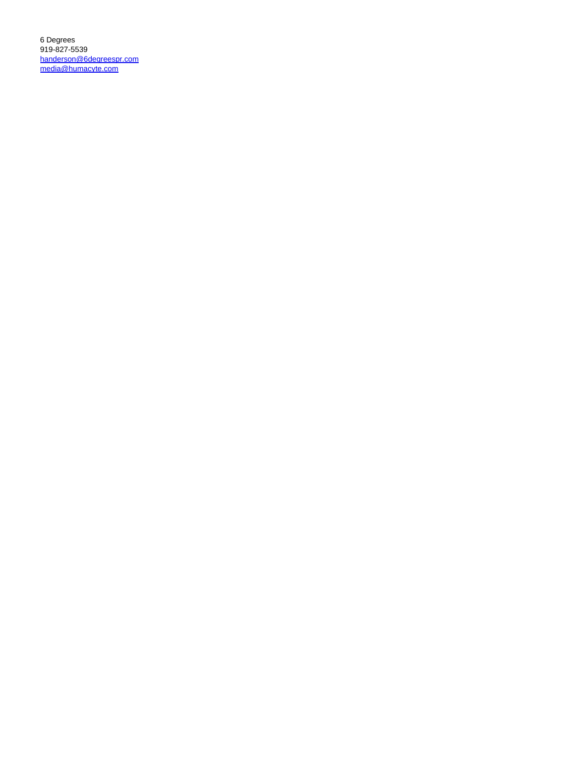6 Degrees
919-827-5539
handerson@6degreespr.com
media@humacyte.com